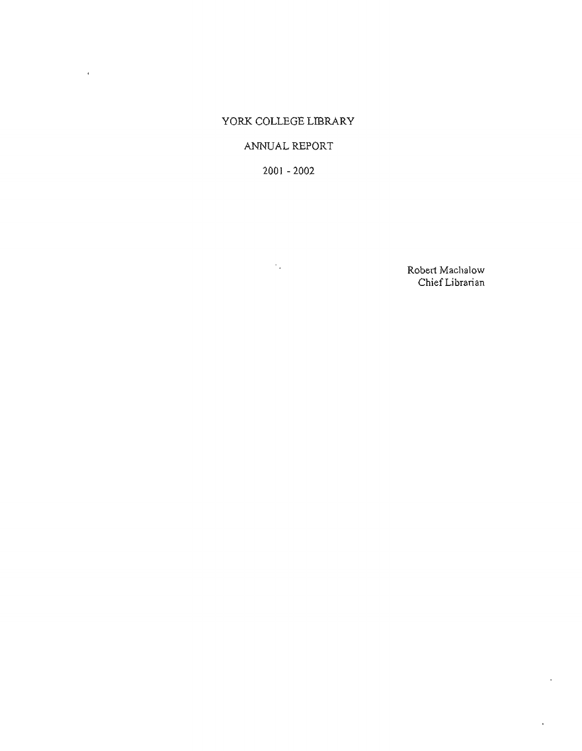# YORK COLLEGE LIBRARY

## ANNUAL REPORT

## 2001 - 2002

Robert Machalow
Chief Librarian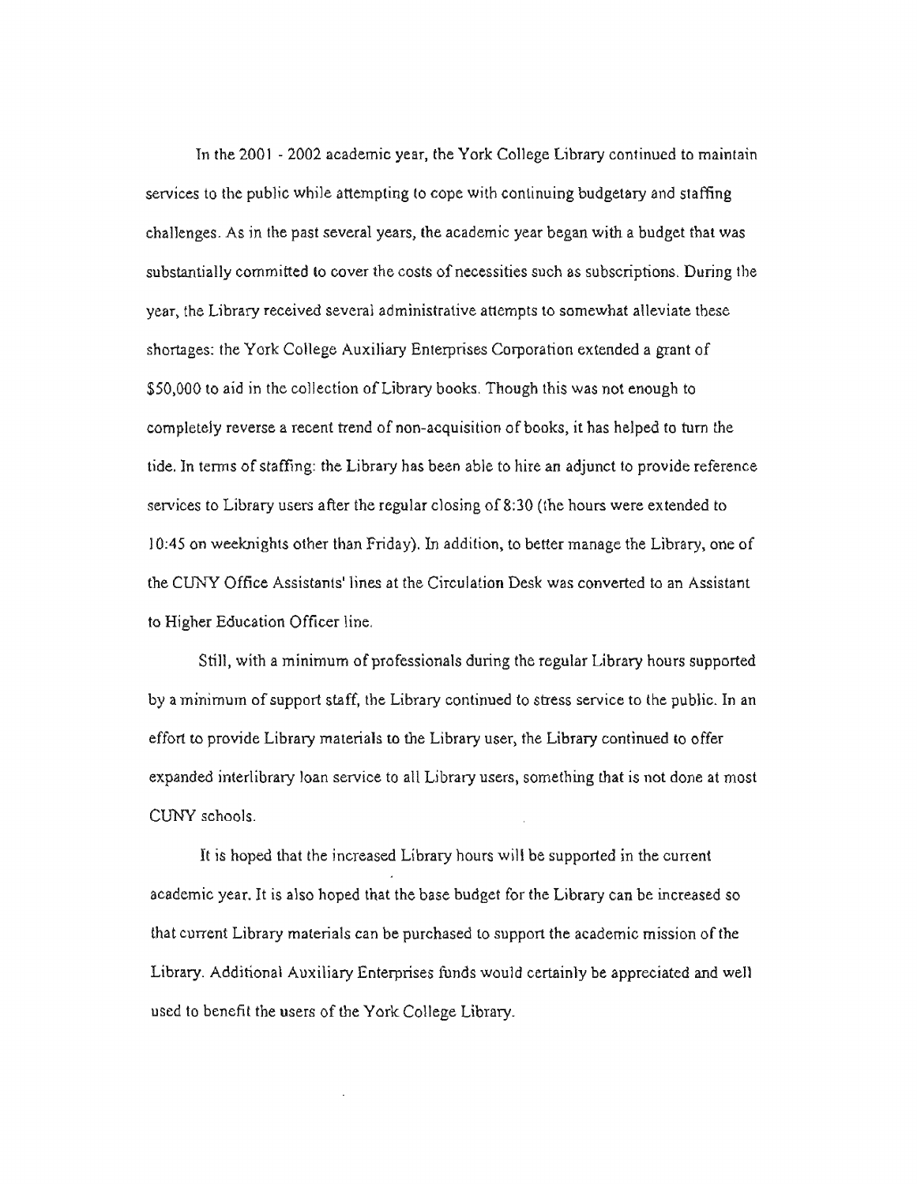In the 2001 - 2002 academic year, the York College Library continued to maintain services to the public while attempting to cope with continuing budgetary and staffing challenges. As in the past several years, the academic year began with a budget that was substantially committed to cover the costs of necessities such as subscriptions. During the year, the Library received several administrative attempts to somewhat alleviate these shortages: the York College Auxiliary Enterprises Corporation extended a grant of $50,000 to aid in the collection of Library books. Though this was not enough to completely reverse a recent trend of non-acquisition of books, it has helped to turn the tide. In terms of staffing: the Library has been able to hire an adjunct to provide reference services to Library users after the regular closing of 8:30 (the hours were extended to 10:45 on weeknights other than Friday). In addition, to better manage the Library, one of the CUNY Office Assistants' lines at the Circulation Desk was converted to an Assistant to Higher Education Officer line.

Still, with a minimum of professionals during the regular Library hours supported by a minimum of support staff, the Library continued to stress service to the public. In an effort to provide Library materials to the Library user, the Library continued to offer expanded interlibrary loan service to all Library users, something that is not done at most CUNY schools.

It is hoped that the increased Library hours will be supported in the current academic year. It is also hoped that the base budget for the Library can be increased so that current Library materials can be purchased to support the academic mission of the Library. Additional Auxiliary Enterprises funds would certainly be appreciated and well used to benefit the users of the York College Library.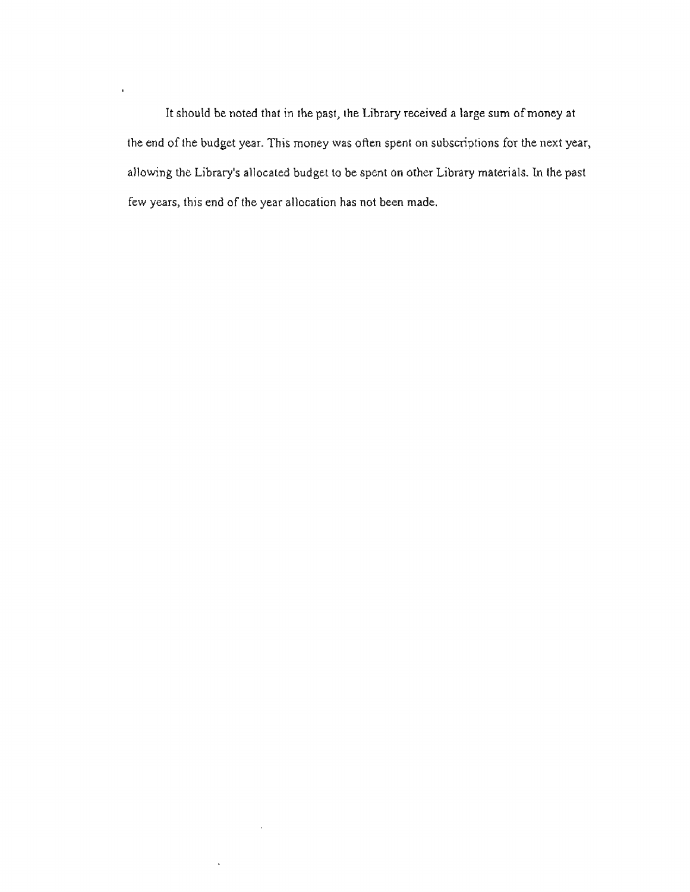It should be noted that in the past, the Library received a large sum of money at the end of the budget year. This money was often spent on subscriptions for the next year, allowing the Library's allocated budget to be spent on other Library materials. In the past few years, this end of the year allocation has not been made.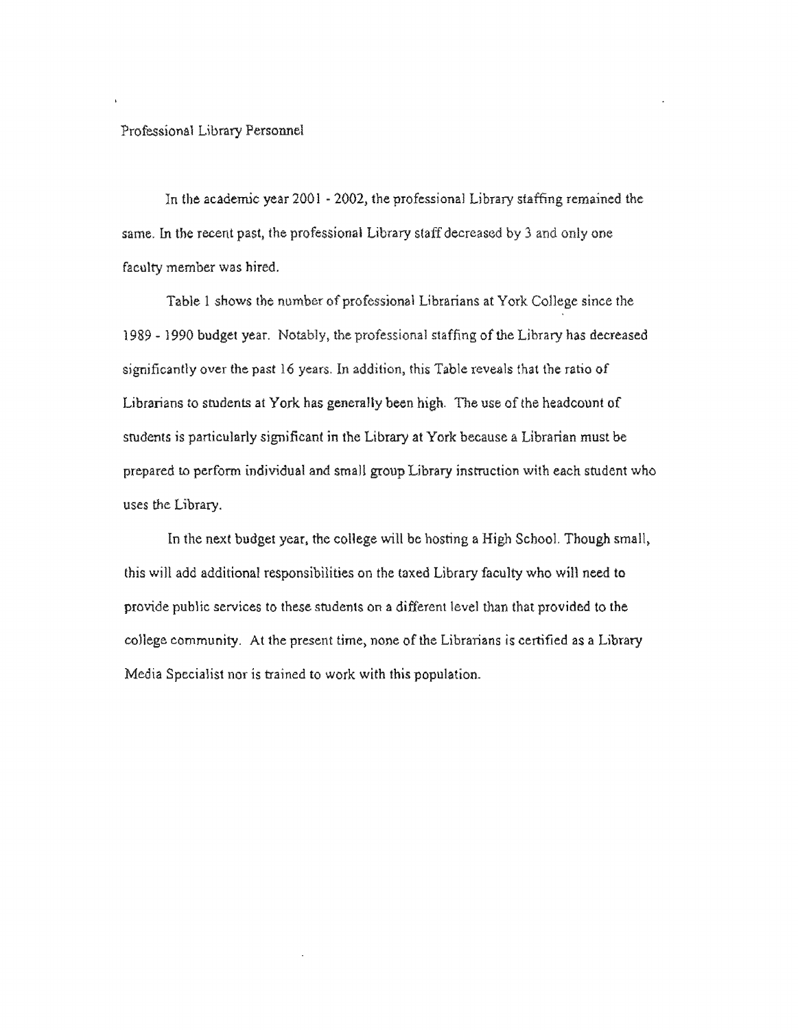## Professional Library Personnel

In the academic year 2001 - 2002, the professional Library staffing remained the same. In the recent past, the professional Library staff decreased by 3 and only one faculty member was hired.

Table 1 shows the number of professional Librarians at York College since the 1989 - 1990 budget year. Notably, the professional staffing of the Library has decreased significantly over the past 16 years. In addition, this Table reveals that the ratio of Librarians to students at York has generally been high. The use of the headcount of students is particularly significant in the Library at York because a Librarian must be prepared to perform individual and small group Library instruction with each student who uses the Library.

In the next budget year, the college will be hosting a High School. Though small, this will add additional responsibilities on the taxed Library faculty who will need to provide public services to these students on a different level than that provided to the college community. At the present time, none of the Librarians is certified as a Library Media Specialist nor is trained to work with this population.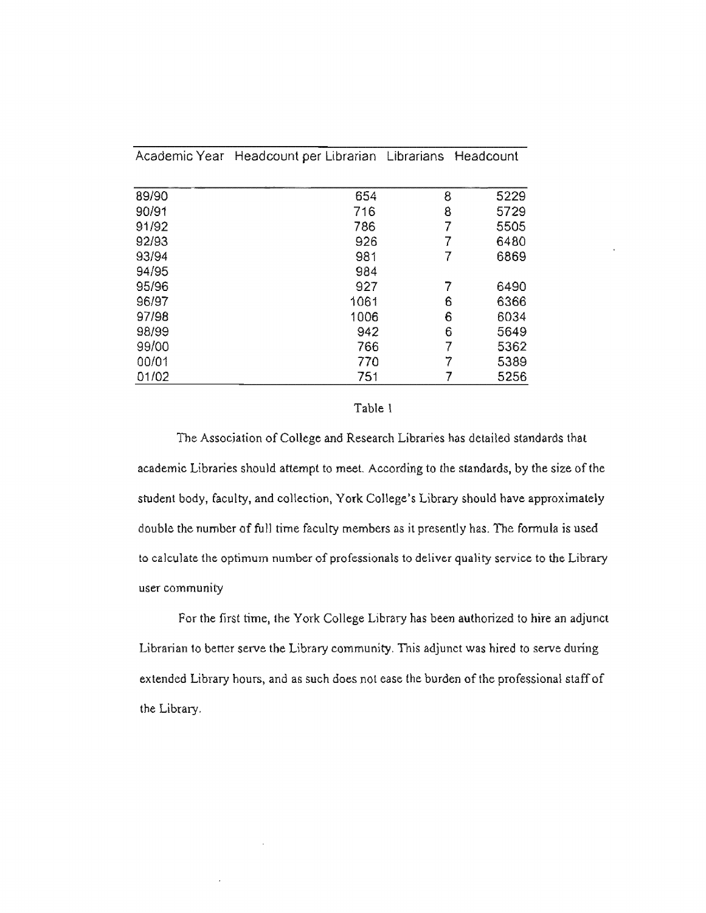| Academic Year | Headcount per Librarian | Librarians | Headcount |
|---|---|---|---|
| 89/90 | 654 | 8 | 5229 |
| 90/91 | 716 | 8 | 5729 |
| 91/92 | 786 | 7 | 5505 |
| 92/93 | 926 | 7 | 6480 |
| 93/94 | 981 | 7 | 6869 |
| 94/95 | 984 | | |
| 95/96 | 927 | 7 | 6490 |
| 96/97 | 1061 | 6 | 6366 |
| 97/98 | 1006 | 6 | 6034 |
| 98/99 | 942 | 6 | 5649 |
| 99/00 | 766 | 7 | 5362 |
| 00/01 | 770 | 7 | 5389 |
| 01/02 | 751 | 7 | 5256 |

Table 1

The Association of College and Research Libraries has detailed standards that academic Libraries should attempt to meet. According to the standards, by the size of the student body, faculty, and collection, York College's Library should have approximately double the number of full time faculty members as it presently has. The formula is used to calculate the optimum number of professionals to deliver quality service to the Library user community

For the first time, the York College Library has been authorized to hire an adjunct Librarian to better serve the Library community. This adjunct was hired to serve during extended Library hours, and as such does not ease the burden of the professional staff of the Library.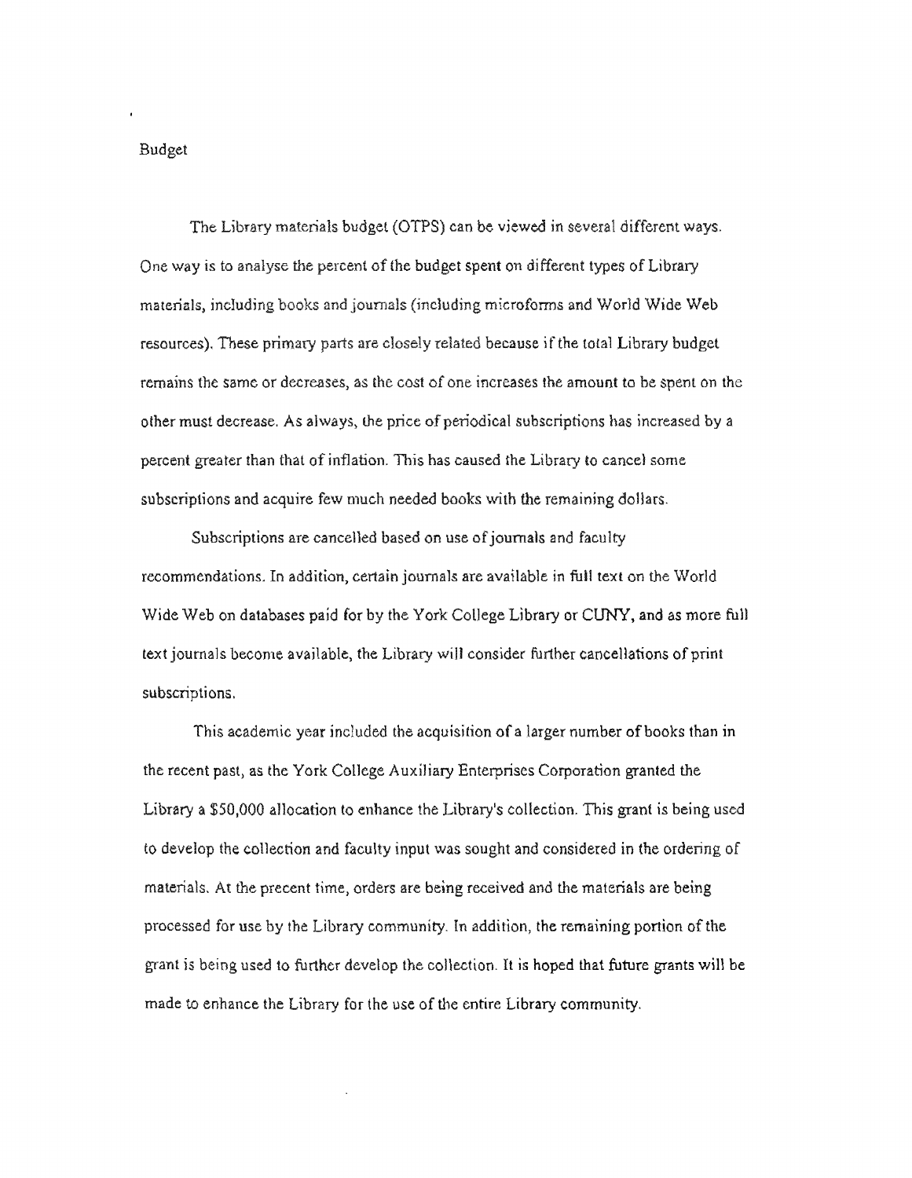## Budget

The Library materials budget (OTPS) can be viewed in several different ways. One way is to analyse the percent of the budget spent on different types of Library materials, including books and journals (including microforms and World Wide Web resources). These primary parts are closely related because if the total Library budget remains the same or decreases, as the cost of one increases the amount to be spent on the other must decrease. As always, the price of periodical subscriptions has increased by a percent greater than that of inflation. This has caused the Library to cancel some subscriptions and acquire few much needed books with the remaining dollars.

Subscriptions are cancelled based on use of journals and faculty recommendations. In addition, certain journals are available in full text on the World Wide Web on databases paid for by the York College Library or CUNY, and as more full text journals become available, the Library will consider further cancellations of print subscriptions.

This academic year included the acquisition of a larger number of books than in the recent past, as the York College Auxiliary Enterprises Corporation granted the Library a $50,000 allocation to enhance the Library's collection. This grant is being used to develop the collection and faculty input was sought and considered in the ordering of materials. At the precent time, orders are being received and the materials are being processed for use by the Library community. In addition, the remaining portion of the grant is being used to further develop the collection. It is hoped that future grants will be made to enhance the Library for the use of the entire Library community.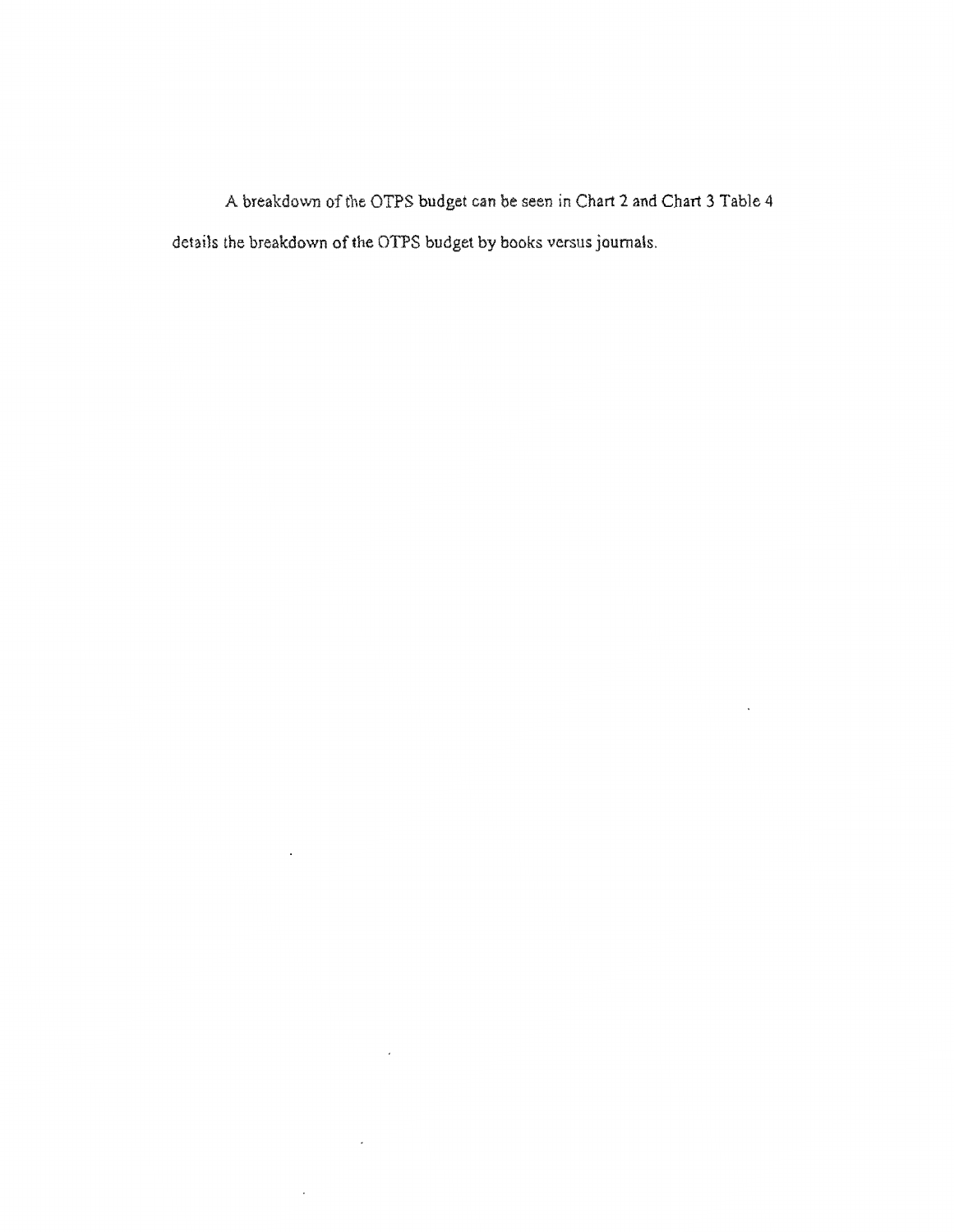A breakdown of the OTPS budget can be seen in Chart 2 and Chart 3 Table 4 details the breakdown of the OTPS budget by books versus journals.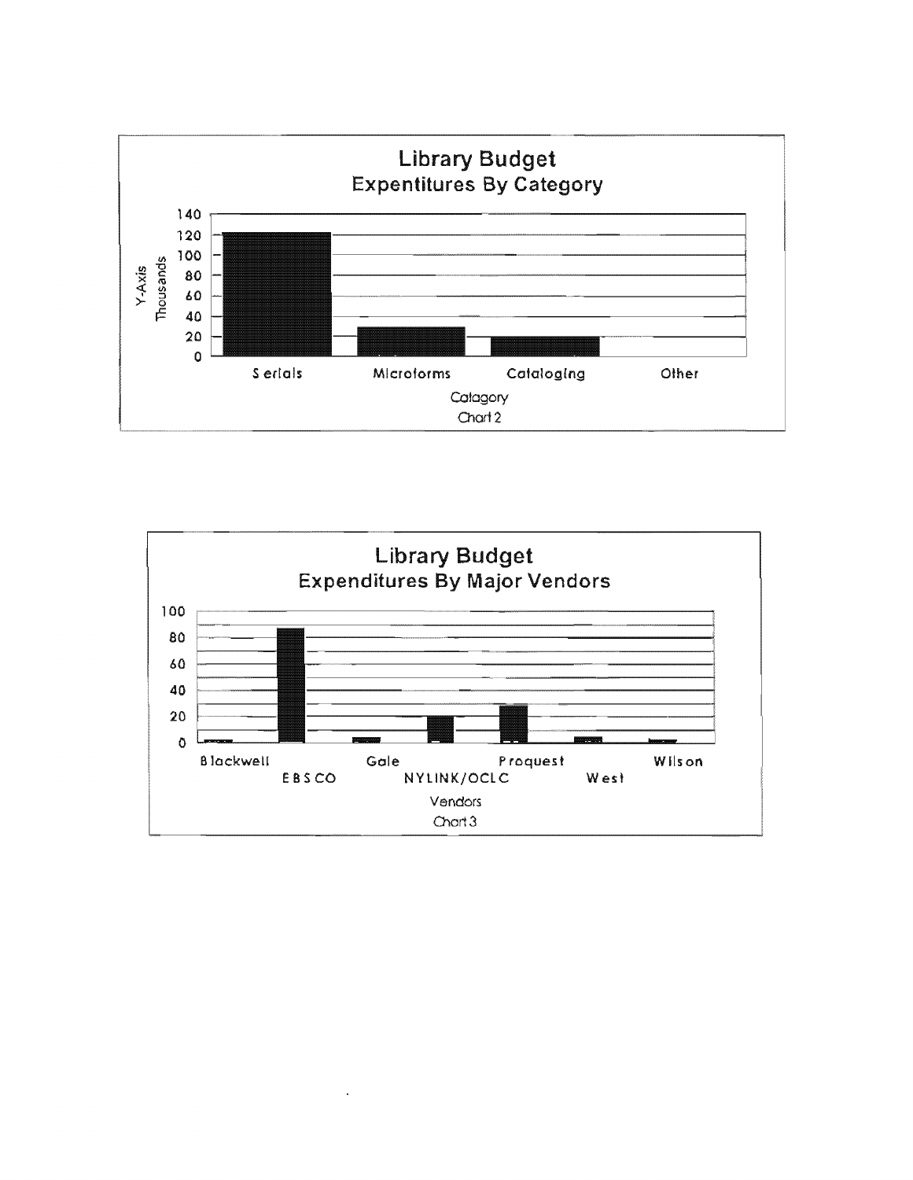## Library Budget
### Expentitures By Category

Y-Axis Thousands: 140, 120, 100, 80, 60, 40, 20, 0

Serials | Microforms | Cataloging | Other

Catagory

Chart 2

## Library Budget
### Expenditures By Major Vendors

100, 80, 60, 40, 20, 0

Blackwell | EBSCO | Gale | NYLINK/OCLC | Proquest | West | Wilson

Vendors

Chart 3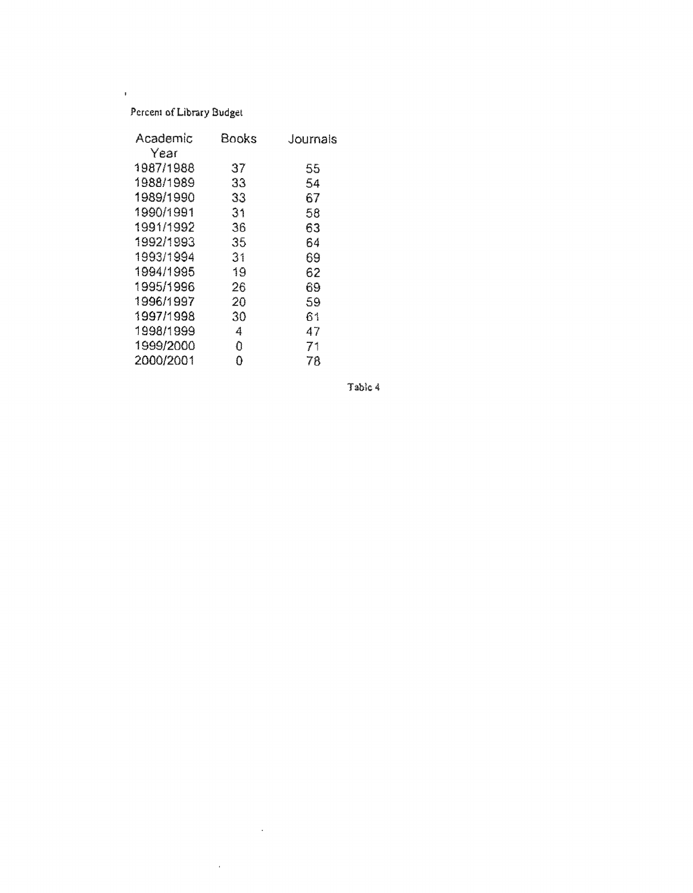Percent of Library Budget

| Academic Year | Books | Journals |
|---|---|---|
| 1987/1988 | 37 | 55 |
| 1988/1989 | 33 | 54 |
| 1989/1990 | 33 | 67 |
| 1990/1991 | 31 | 58 |
| 1991/1992 | 36 | 63 |
| 1992/1993 | 35 | 64 |
| 1993/1994 | 31 | 69 |
| 1994/1995 | 19 | 62 |
| 1995/1996 | 26 | 69 |
| 1996/1997 | 20 | 59 |
| 1997/1998 | 30 | 61 |
| 1998/1999 | 4 | 47 |
| 1999/2000 | 0 | 71 |
| 2000/2001 | 0 | 78 |

Table 4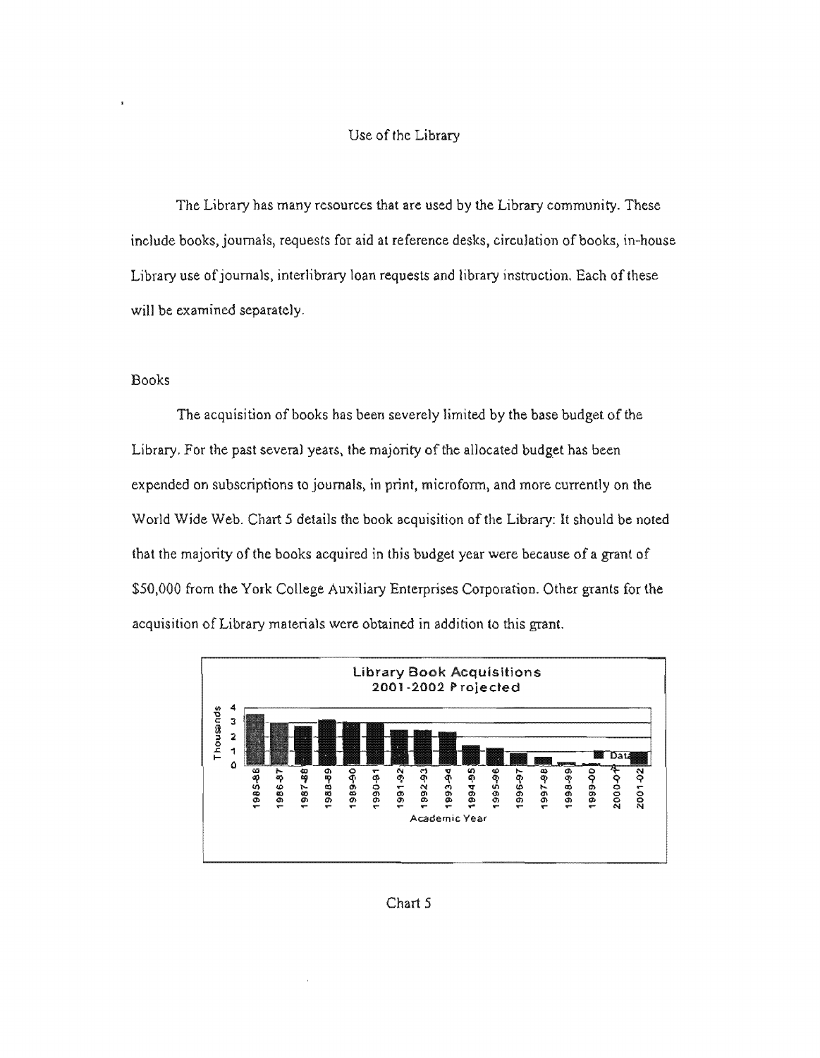Use of the Library

The Library has many resources that are used by the Library community. These include books, journals, requests for aid at reference desks, circulation of books, in-house Library use of journals, interlibrary loan requests and library instruction. Each of these will be examined separately.

## Books

The acquisition of books has been severely limited by the base budget of the Library. For the past several years, the majority of the allocated budget has been expended on subscriptions to journals, in print, microform, and more currently on the World Wide Web. Chart 5 details the book acquisition of the Library: It should be noted that the majority of the books acquired in this budget year were because of a grant of $50,000 from the York College Auxiliary Enterprises Corporation. Other grants for the acquisition of Library materials were obtained in addition to this grant.

Library Book Acquisitions
2001-2002 Projected

Chart 5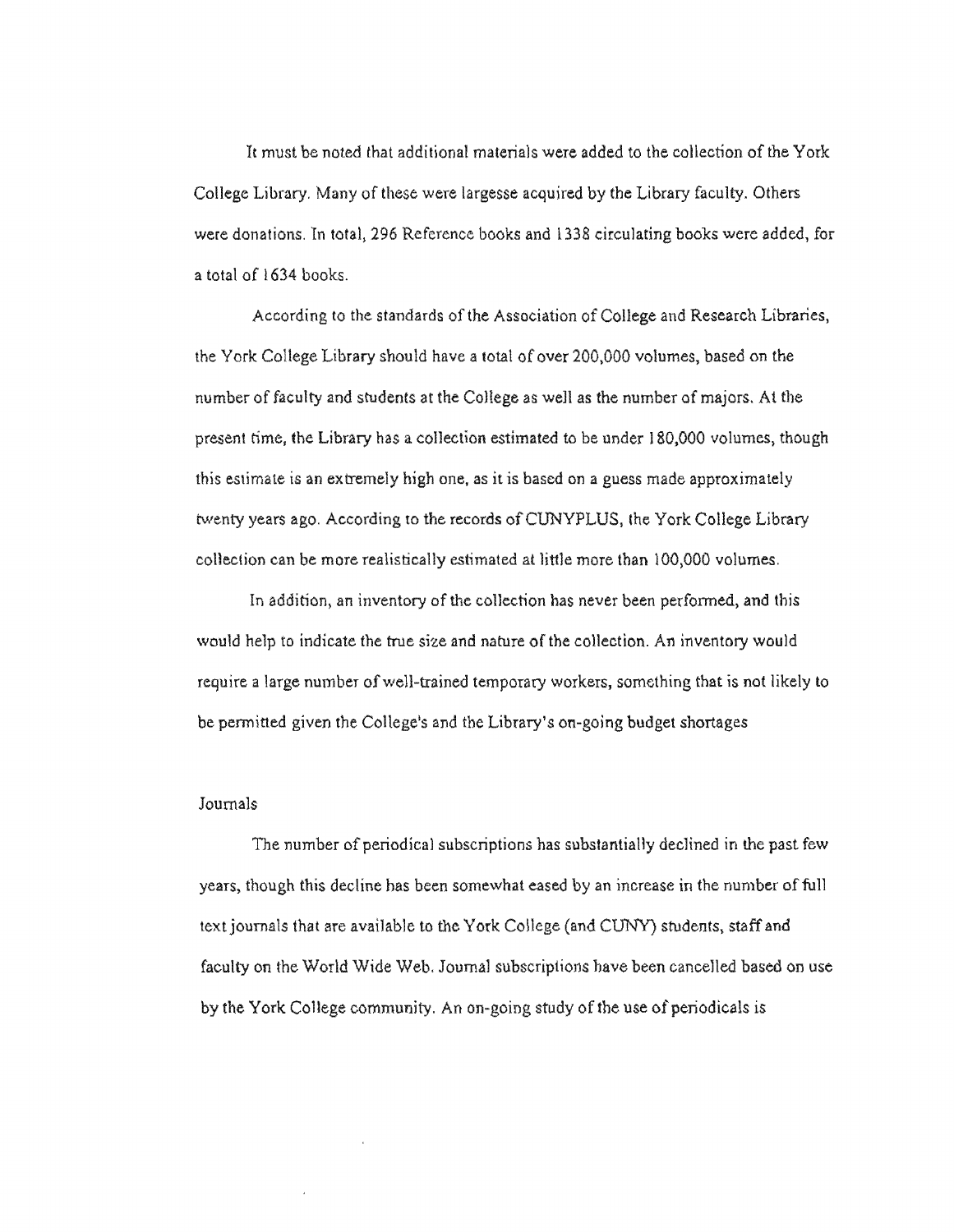It must be noted that additional materials were added to the collection of the York College Library. Many of these were largesse acquired by the Library faculty. Others were donations. In total, 296 Reference books and 1338 circulating books were added, for a total of 1634 books.

According to the standards of the Association of College and Research Libraries, the York College Library should have a total of over 200,000 volumes, based on the number of faculty and students at the College as well as the number of majors. At the present time, the Library has a collection estimated to be under 180,000 volumes, though this estimate is an extremely high one, as it is based on a guess made approximately twenty years ago. According to the records of CUNYPLUS, the York College Library collection can be more realistically estimated at little more than 100,000 volumes.

In addition, an inventory of the collection has never been performed, and this would help to indicate the true size and nature of the collection. An inventory would require a large number of well-trained temporary workers, something that is not likely to be permitted given the College's and the Library's on-going budget shortages

Journals

The number of periodical subscriptions has substantially declined in the past few years, though this decline has been somewhat eased by an increase in the number of full text journals that are available to the York College (and CUNY) students, staff and faculty on the World Wide Web. Journal subscriptions have been cancelled based on use by the York College community. An on-going study of the use of periodicals is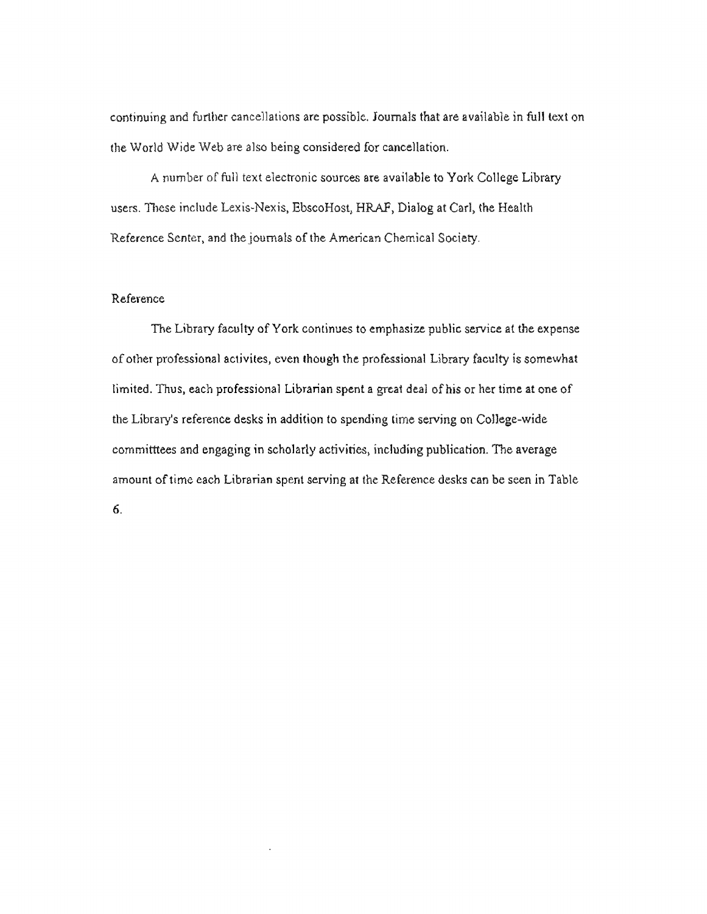continuing and further cancellations are possible. Journals that are available in full text on the World Wide Web are also being considered for cancellation.

A number of full text electronic sources are available to York College Library users. These include Lexis-Nexis, EbscoHost, HRAF, Dialog at Carl, the Health Reference Senter, and the journals of the American Chemical Society.

## Reference

The Library faculty of York continues to emphasize public service at the expense of other professional activites, even though the professional Library faculty is somewhat limited. Thus, each professional Librarian spent a great deal of his or her time at one of the Library's reference desks in addition to spending time serving on College-wide committtees and engaging in scholarly activities, including publication. The average amount of time each Librarian spent serving at the Reference desks can be seen in Table 6.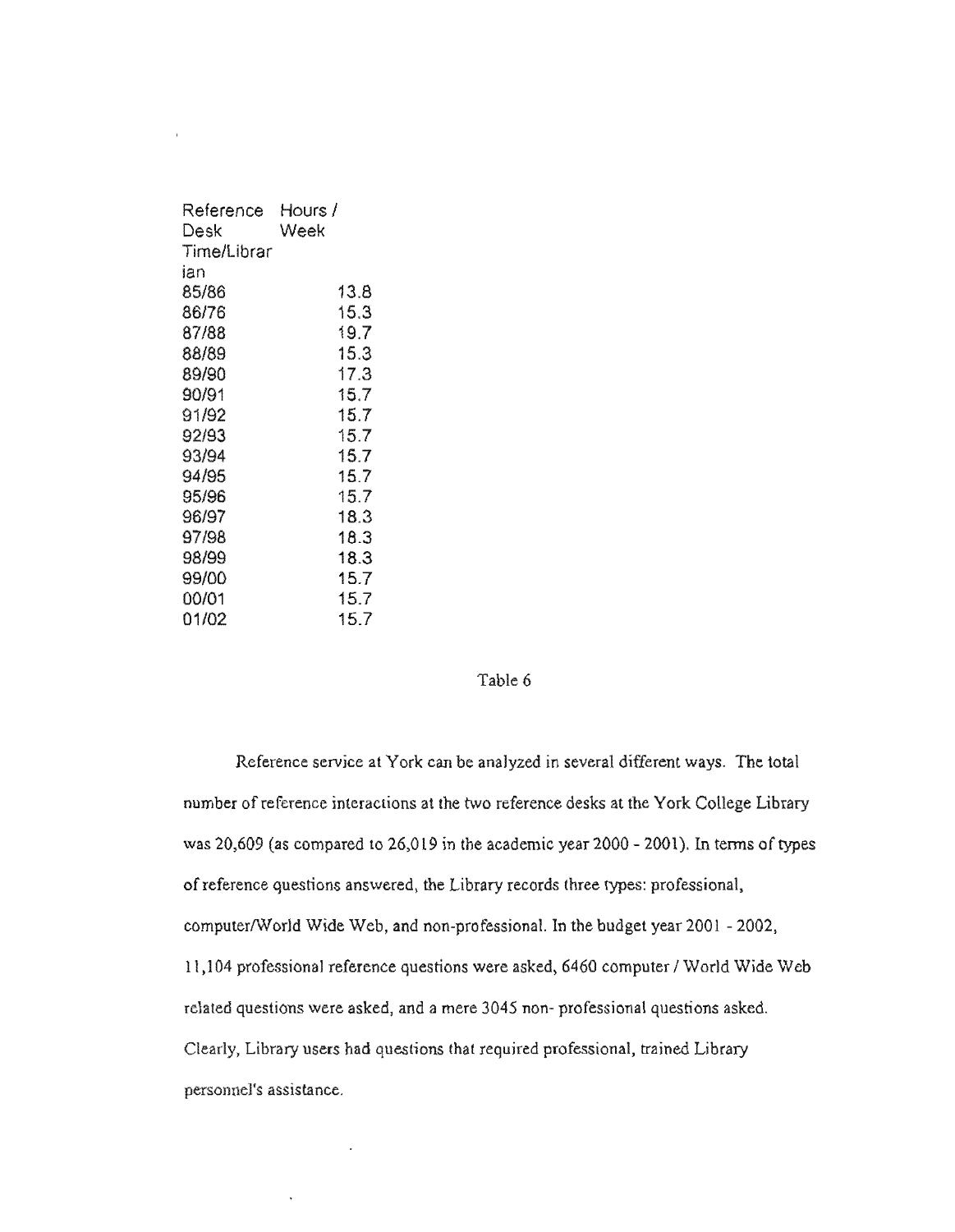| Reference Desk Time/Librarian | Hours / Week |
|---|---|
| 85/86 | 13.8 |
| 86/76 | 15.3 |
| 87/88 | 19.7 |
| 88/89 | 15.3 |
| 89/90 | 17.3 |
| 90/91 | 15.7 |
| 91/92 | 15.7 |
| 92/93 | 15.7 |
| 93/94 | 15.7 |
| 94/95 | 15.7 |
| 95/96 | 15.7 |
| 96/97 | 18.3 |
| 97/98 | 18.3 |
| 98/99 | 18.3 |
| 99/00 | 15.7 |
| 00/01 | 15.7 |
| 01/02 | 15.7 |

Table 6

Reference service at York can be analyzed in several different ways. The total number of reference interactions at the two reference desks at the York College Library was 20,609 (as compared to 26,019 in the academic year 2000 - 2001). In terms of types of reference questions answered, the Library records three types: professional, computer/World Wide Web, and non-professional. In the budget year 2001 - 2002, 11,104 professional reference questions were asked, 6460 computer / World Wide Web related questions were asked, and a mere 3045 non- professional questions asked. Clearly, Library users had questions that required professional, trained Library personnel's assistance.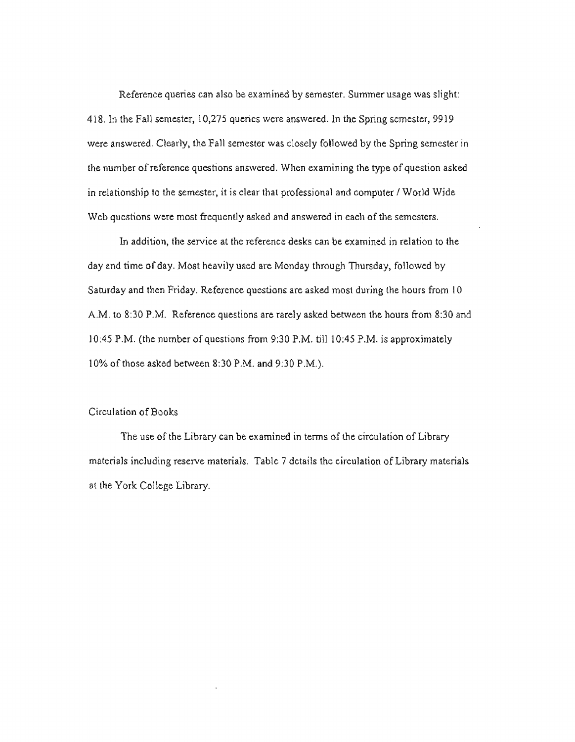Reference queries can also be examined by semester. Summer usage was slight: 418. In the Fall semester, 10,275 queries were answered. In the Spring semester, 9919 were answered. Clearly, the Fall semester was closely followed by the Spring semester in the number of reference questions answered. When examining the type of question asked in relationship to the semester, it is clear that professional and computer / World Wide Web questions were most frequently asked and answered in each of the semesters.

In addition, the service at the reference desks can be examined in relation to the day and time of day. Most heavily used are Monday through Thursday, followed by Saturday and then Friday. Reference questions are asked most during the hours from 10 A.M. to 8:30 P.M. Reference questions are rarely asked between the hours from 8:30 and 10:45 P.M. (the number of questions from 9:30 P.M. till 10:45 P.M. is approximately 10% of those asked between 8:30 P.M. and 9:30 P.M.).

## Circulation of Books

The use of the Library can be examined in terms of the circulation of Library materials including reserve materials. Table 7 details the circulation of Library materials at the York College Library.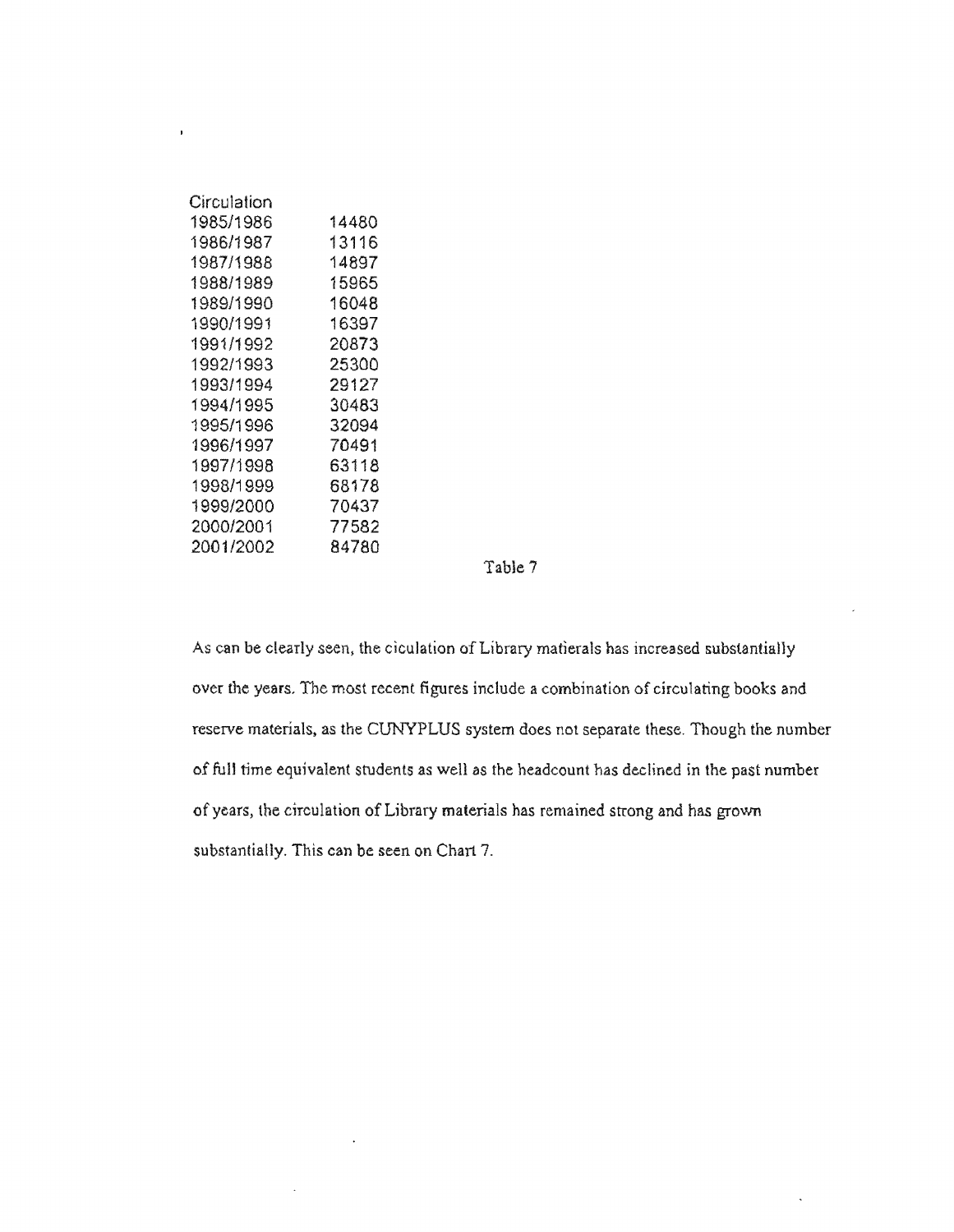| Circulation | |
|---|---|
| 1985/1986 | 14480 |
| 1986/1987 | 13116 |
| 1987/1988 | 14897 |
| 1988/1989 | 15965 |
| 1989/1990 | 16048 |
| 1990/1991 | 16397 |
| 1991/1992 | 20873 |
| 1992/1993 | 25300 |
| 1993/1994 | 29127 |
| 1994/1995 | 30483 |
| 1995/1996 | 32094 |
| 1996/1997 | 70491 |
| 1997/1998 | 63118 |
| 1998/1999 | 68178 |
| 1999/2000 | 70437 |
| 2000/2001 | 77582 |
| 2001/2002 | 84780 |

Table 7

As can be clearly seen, the ciculation of Library matierals has increased substantially over the years. The most recent figures include a combination of circulating books and reserve materials, as the CUNYPLUS system does not separate these. Though the number of full time equivalent students as well as the headcount has declined in the past number of years, the circulation of Library materials has remained strong and has grown substantially. This can be seen on Chart 7.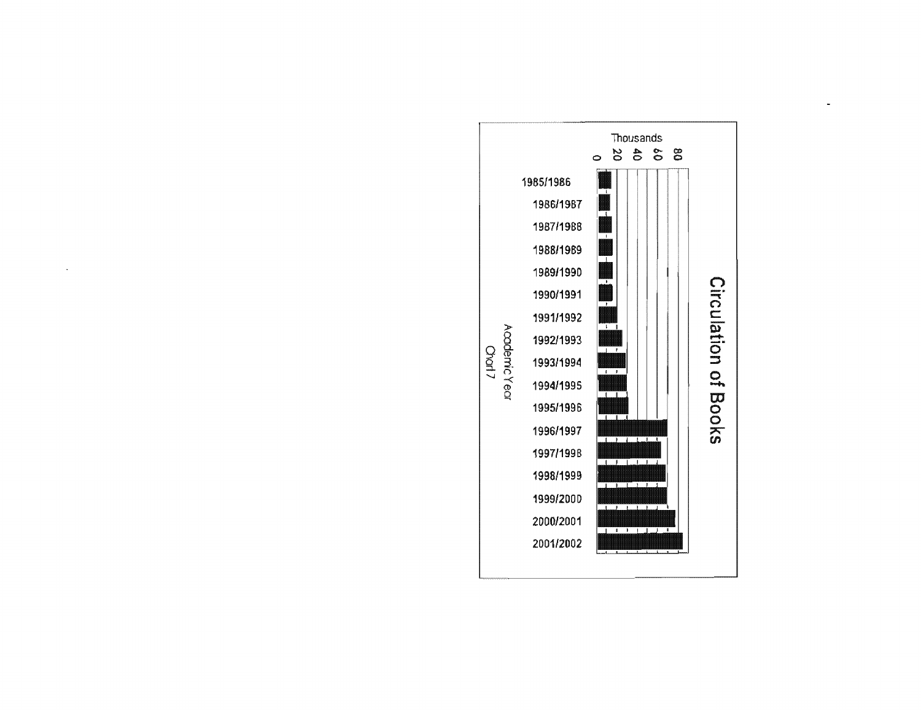# Circulation of Books

| Academic Year | Circulation (Thousands) |
|---|---|
| 1985/1986 | ~13 |
| 1986/1987 | ~12 |
| 1987/1988 | ~14 |
| 1988/1989 | ~15 |
| 1989/1990 | ~15 |
| 1990/1991 | ~15 |
| 1991/1992 | ~19 |
| 1992/1993 | ~24 |
| 1993/1994 | ~28 |
| 1994/1995 | ~29 |
| 1995/1996 | ~31 |
| 1996/1997 | ~70 |
| 1997/1998 | ~64 |
| 1998/1999 | ~69 |
| 1999/2000 | ~70 |
| 2000/2001 | ~78 |
| 2001/2002 | ~86 |

Academic Year

Chart 7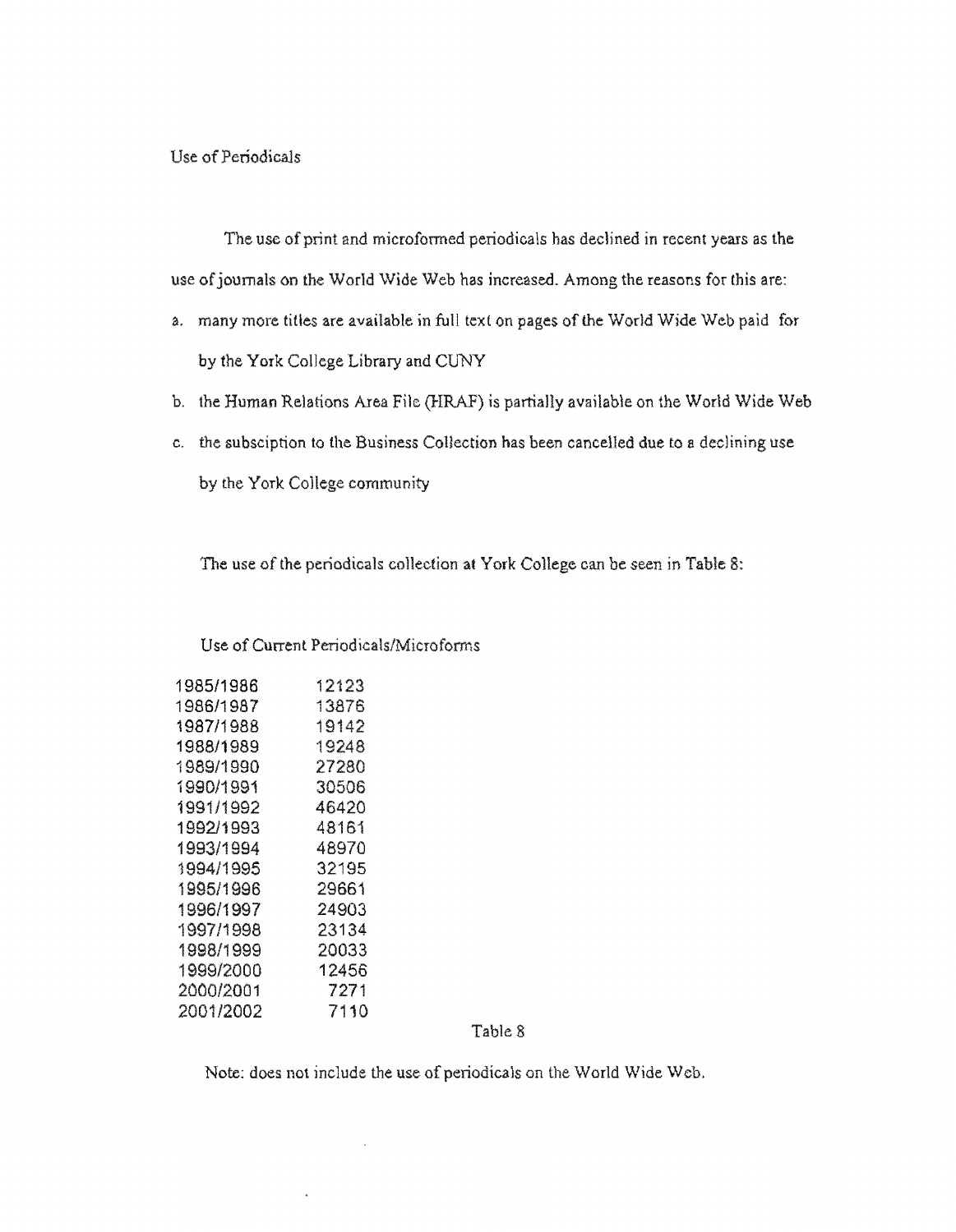Use of Periodicals

The use of print and microformed periodicals has declined in recent years as the use of journals on the World Wide Web has increased. Among the reasons for this are:

a. many more titles are available in full text on pages of the World Wide Web paid for by the York College Library and CUNY
b. the Human Relations Area File (HRAF) is partially available on the World Wide Web
c. the subsciption to the Business Collection has been cancelled due to a declining use by the York College community

The use of the periodicals collection at York College can be seen in Table 8:

Use of Current Periodicals/Microforms

| | |
|---|---|
| 1985/1986 | 12123 |
| 1986/1987 | 13876 |
| 1987/1988 | 19142 |
| 1988/1989 | 19248 |
| 1989/1990 | 27280 |
| 1990/1991 | 30506 |
| 1991/1992 | 46420 |
| 1992/1993 | 48161 |
| 1993/1994 | 48970 |
| 1994/1995 | 32195 |
| 1995/1996 | 29661 |
| 1996/1997 | 24903 |
| 1997/1998 | 23134 |
| 1998/1999 | 20033 |
| 1999/2000 | 12456 |
| 2000/2001 | 7271 |
| 2001/2002 | 7110 |

Table 8

Note: does not include the use of periodicals on the World Wide Web.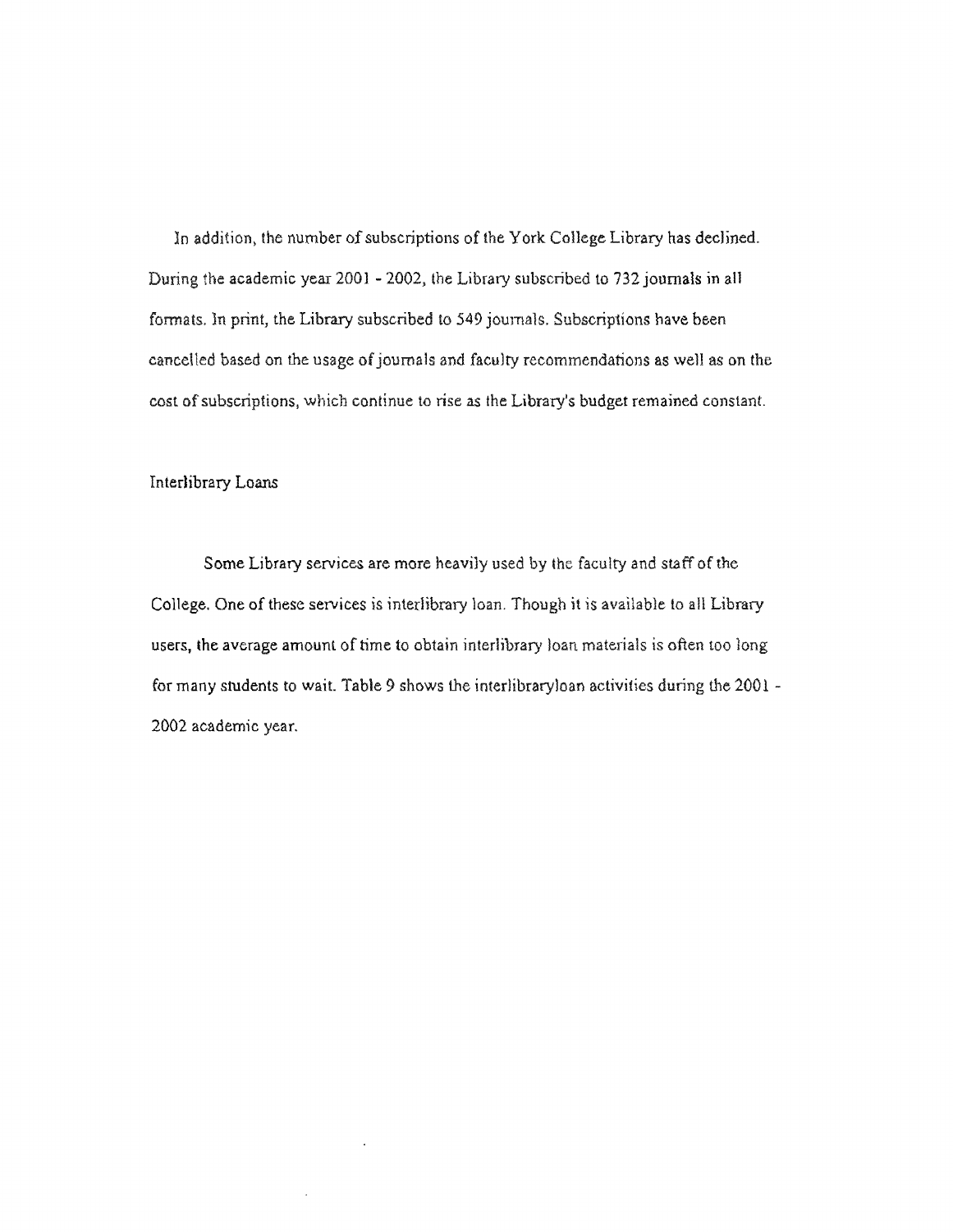In addition, the number of subscriptions of the York College Library has declined. During the academic year 2001 - 2002, the Library subscribed to 732 journals in all formats. In print, the Library subscribed to 549 journals. Subscriptions have been cancelled based on the usage of journals and faculty recommendations as well as on the cost of subscriptions, which continue to rise as the Library's budget remained constant.

## Interlibrary Loans

Some Library services are more heavily used by the faculty and staff of the College. One of these services is interlibrary loan. Though it is available to all Library users, the average amount of time to obtain interlibrary loan materials is often too long for many students to wait. Table 9 shows the interlibraryloan activities during the 2001 - 2002 academic year.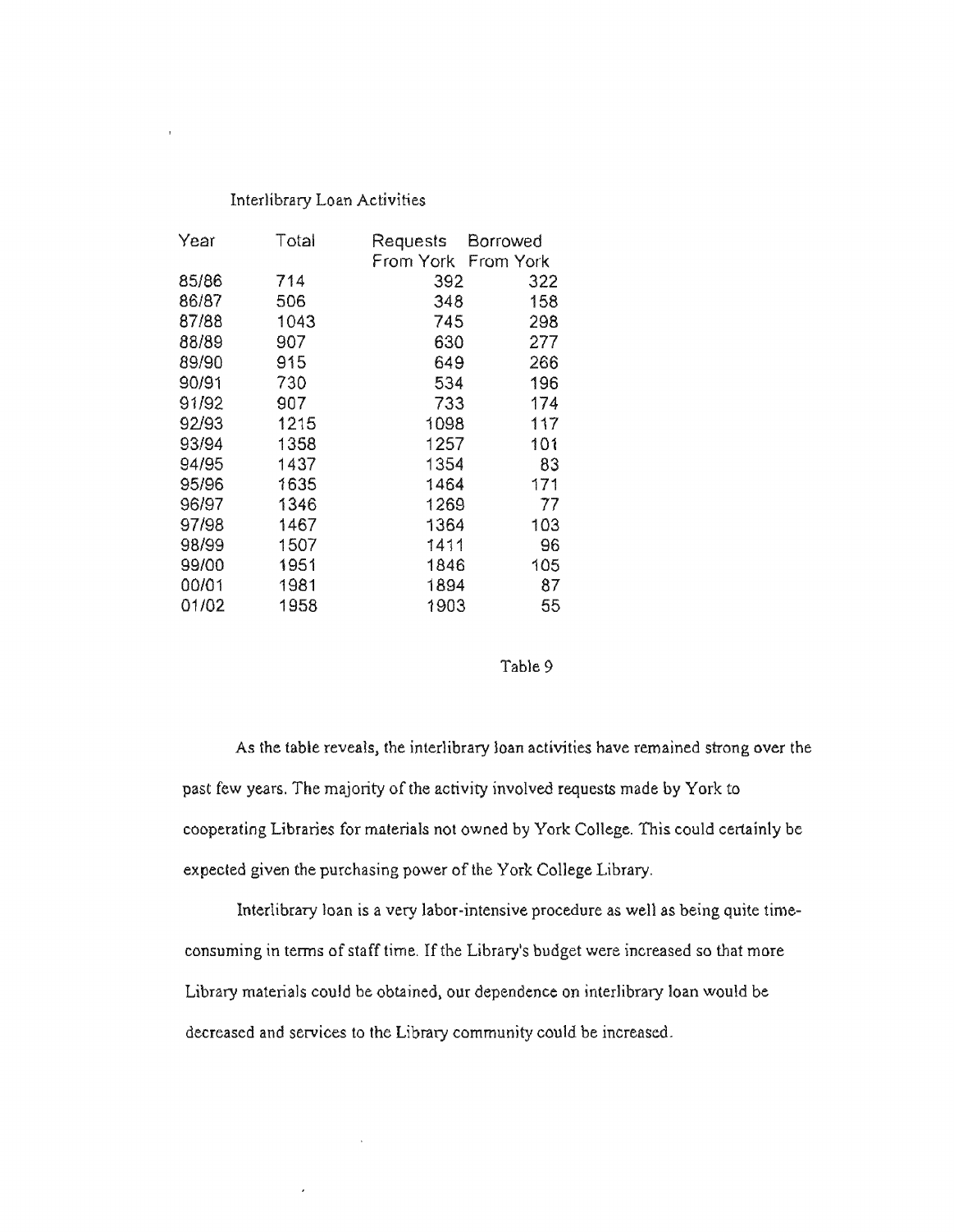Interlibrary Loan Activities

| Year | Total | Requests From York | Borrowed From York |
|---|---|---|---|
| 85/86 | 714 | 392 | 322 |
| 86/87 | 506 | 348 | 158 |
| 87/88 | 1043 | 745 | 298 |
| 88/89 | 907 | 630 | 277 |
| 89/90 | 915 | 649 | 266 |
| 90/91 | 730 | 534 | 196 |
| 91/92 | 907 | 733 | 174 |
| 92/93 | 1215 | 1098 | 117 |
| 93/94 | 1358 | 1257 | 101 |
| 94/95 | 1437 | 1354 | 83 |
| 95/96 | 1635 | 1464 | 171 |
| 96/97 | 1346 | 1269 | 77 |
| 97/98 | 1467 | 1364 | 103 |
| 98/99 | 1507 | 1411 | 96 |
| 99/00 | 1951 | 1846 | 105 |
| 00/01 | 1981 | 1894 | 87 |
| 01/02 | 1958 | 1903 | 55 |

Table 9

As the table reveals, the interlibrary loan activities have remained strong over the past few years. The majority of the activity involved requests made by York to cooperating Libraries for materials not owned by York College. This could certainly be expected given the purchasing power of the York College Library.

Interlibrary loan is a very labor-intensive procedure as well as being quite time-consuming in terms of staff time. If the Library's budget were increased so that more Library materials could be obtained, our dependence on interlibrary loan would be decreased and services to the Library community could be increased.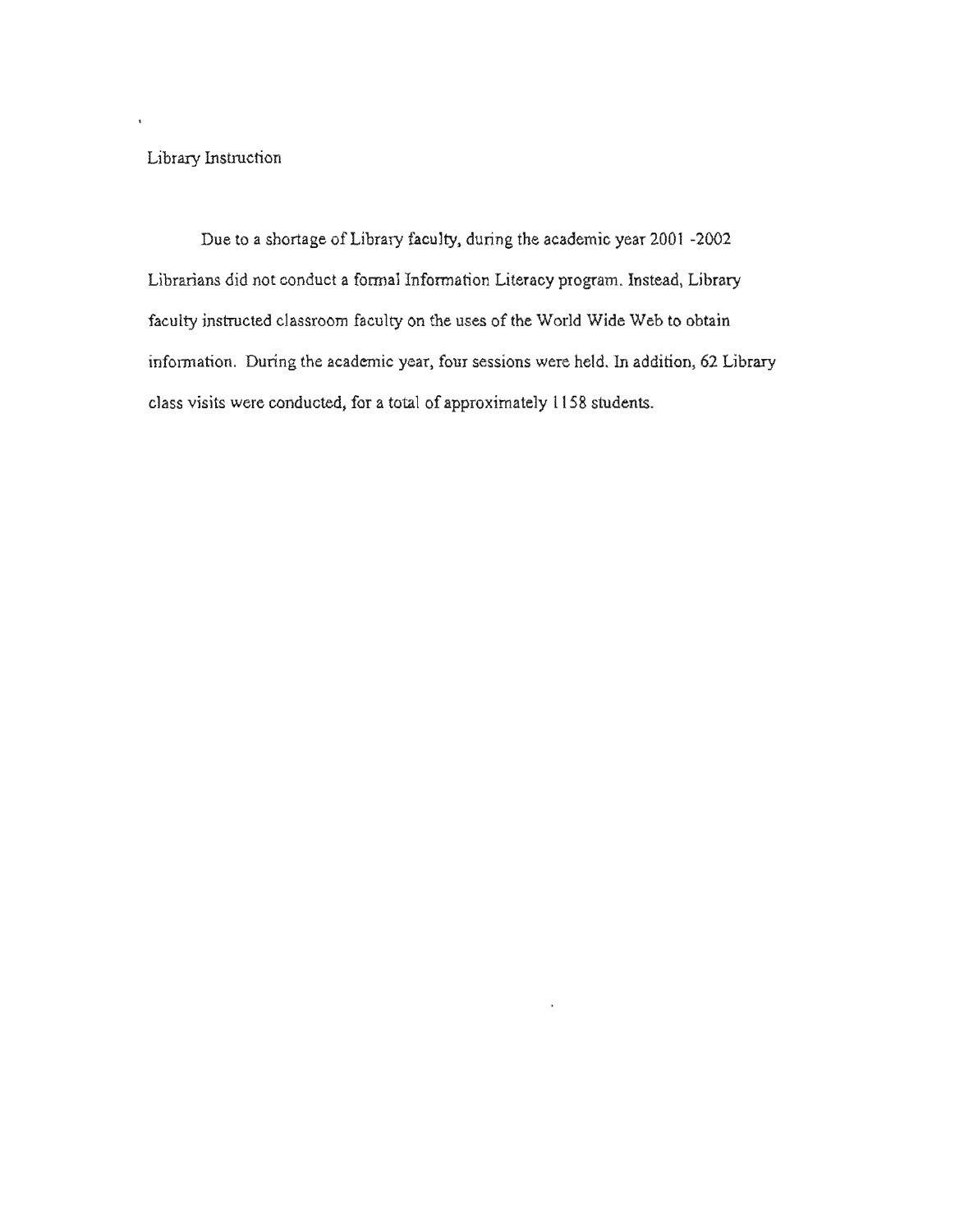## Library Instruction

Due to a shortage of Library faculty, during the academic year 2001 -2002 Librarians did not conduct a formal Information Literacy program. Instead, Library faculty instructed classroom faculty on the uses of the World Wide Web to obtain information. During the academic year, four sessions were held. In addition, 62 Library class visits were conducted, for a total of approximately 1158 students.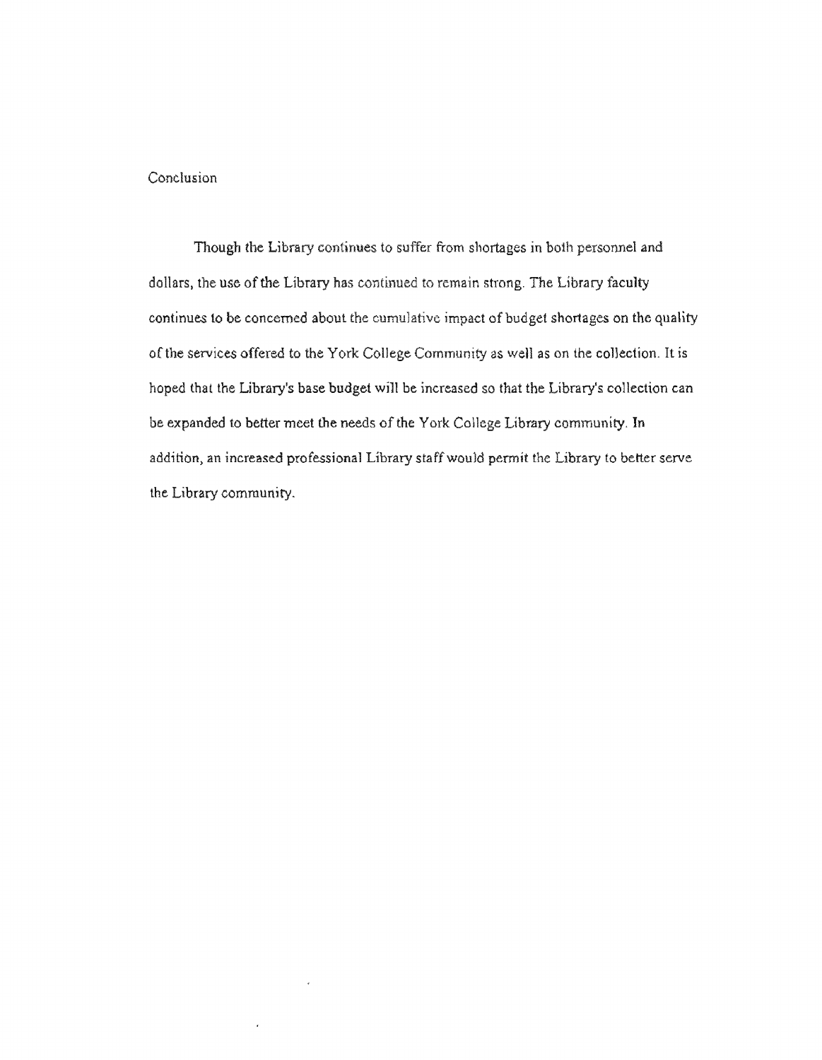## Conclusion

Though the Library continues to suffer from shortages in both personnel and dollars, the use of the Library has continued to remain strong. The Library faculty continues to be concerned about the cumulative impact of budget shortages on the quality of the services offered to the York College Community as well as on the collection. It is hoped that the Library's base budget will be increased so that the Library's collection can be expanded to better meet the needs of the York College Library community. In addition, an increased professional Library staff would permit the Library to better serve the Library community.